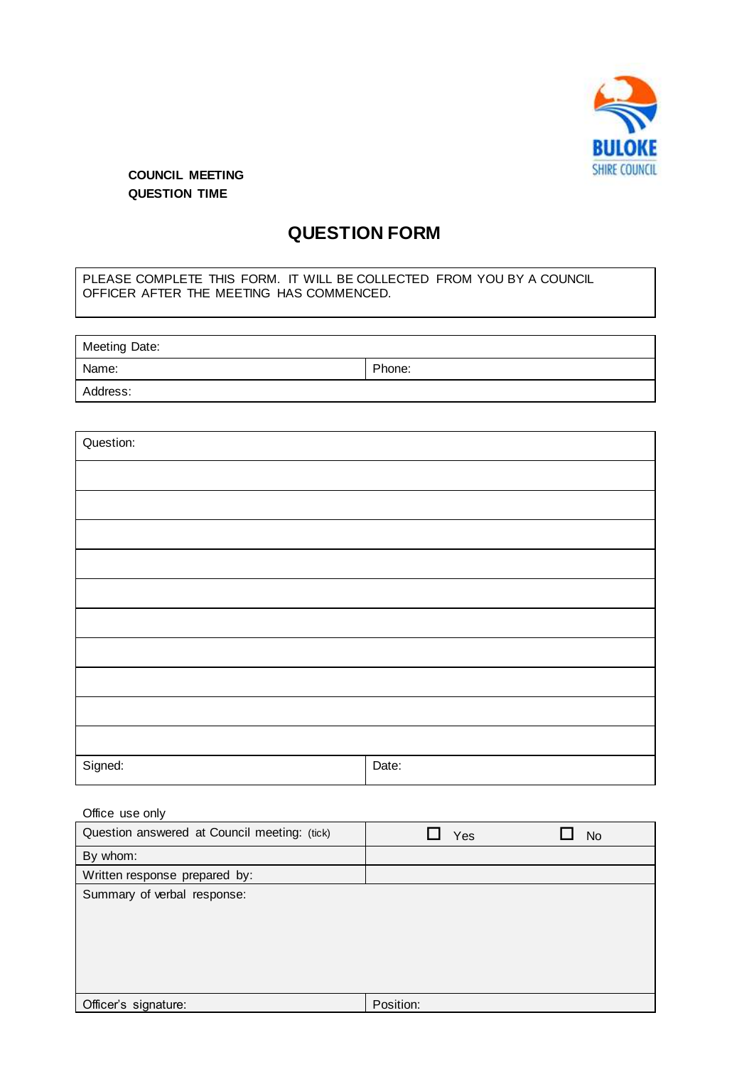BULOKE SHIRE COUNCIL

**COUNCIL MEETING**
**QUESTION TIME**

# QUESTION FORM

| |
|---|
| PLEASE COMPLETE THIS FORM. IT WILL BE COLLECTED FROM YOU BY A COUNCIL OFFICER AFTER THE MEETING HAS COMMENCED. |

| | |
|---|---|
| Meeting Date: | |
| Name: | Phone: |
| Address: | |

| | |
|---|---|
| Question: | |
| | |
| | |
| | |
| | |
| | |
| | |
| | |
| | |
| | |
| | |
| Signed: | Date: |

Office use only

| | |
|---|---|
| Question answered at Council meeting: (tick) | ☐ Yes ☐ No |
| By whom: | |
| Written response prepared by: | |
| Summary of verbal response: | |
| Officer's signature: | Position: |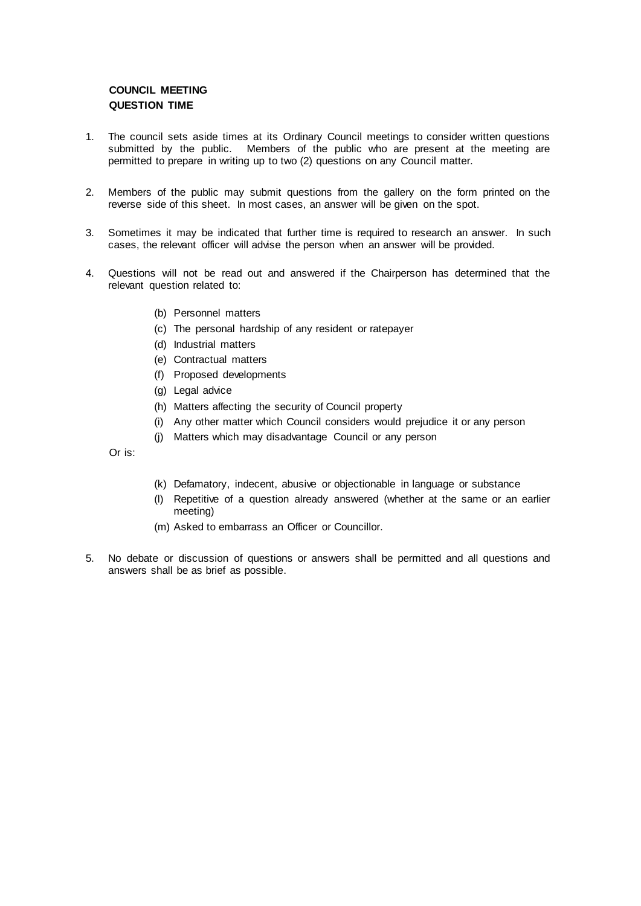**COUNCIL MEETING**
**QUESTION TIME**

1. The council sets aside times at its Ordinary Council meetings to consider written questions submitted by the public. Members of the public who are present at the meeting are permitted to prepare in writing up to two (2) questions on any Council matter.

2. Members of the public may submit questions from the gallery on the form printed on the reverse side of this sheet. In most cases, an answer will be given on the spot.

3. Sometimes it may be indicated that further time is required to research an answer. In such cases, the relevant officer will advise the person when an answer will be provided.

4. Questions will not be read out and answered if the Chairperson has determined that the relevant question related to:

   (b) Personnel matters
   (c) The personal hardship of any resident or ratepayer
   (d) Industrial matters
   (e) Contractual matters
   (f) Proposed developments
   (g) Legal advice
   (h) Matters affecting the security of Council property
   (i) Any other matter which Council considers would prejudice it or any person
   (j) Matters which may disadvantage Council or any person

   Or is:

   (k) Defamatory, indecent, abusive or objectionable in language or substance
   (l) Repetitive of a question already answered (whether at the same or an earlier meeting)
   (m) Asked to embarrass an Officer or Councillor.

5. No debate or discussion of questions or answers shall be permitted and all questions and answers shall be as brief as possible.